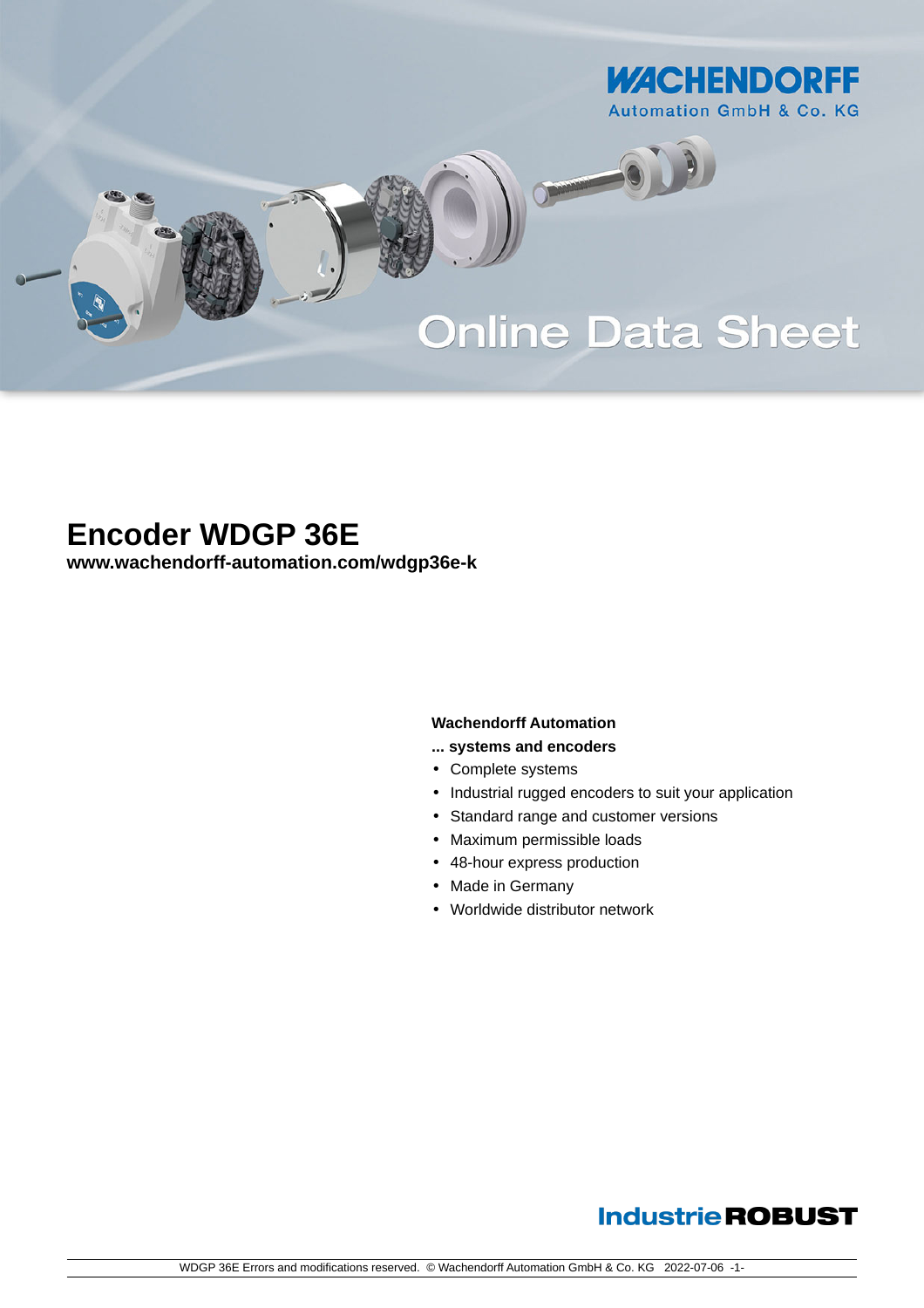WACHENDORFF
Automation GmbH & Co. KG

Online Data Sheet

# Encoder WDGP 36E

**www.wachendorff-automation.com/wdgp36e-k**

**Wachendorff Automation**

**... systems and encoders**

- Complete systems
- Industrial rugged encoders to suit your application
- Standard range and customer versions
- Maximum permissible loads
- 48-hour express production
- Made in Germany
- Worldwide distributor network

IndustrieROBUST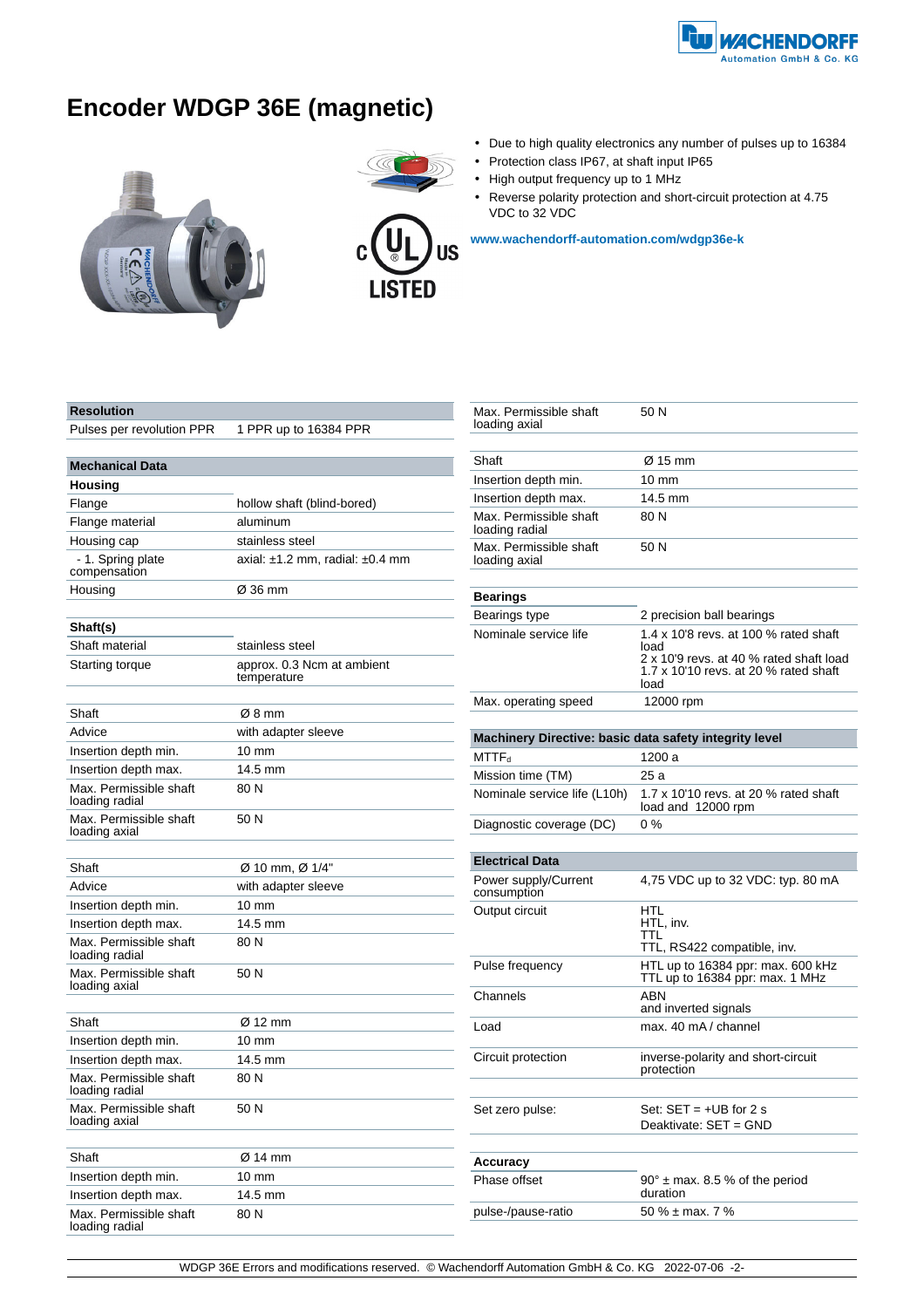# Encoder WDGP 36E (magnetic)

- Due to high quality electronics any number of pulses up to 16384
- Protection class IP67, at shaft input IP65
- High output frequency up to 1 MHz
- Reverse polarity protection and short-circuit protection at 4.75 VDC to 32 VDC

www.wachendorff-automation.com/wdgp36e-k

| Resolution | |
|---|---|
| Pulses per revolution PPR | 1 PPR up to 16384 PPR |

| Mechanical Data | |
|---|---|
| **Housing** | |
| Flange | hollow shaft (blind-bored) |
| Flange material | aluminum |
| Housing cap | stainless steel |
| - 1. Spring plate compensation | axial: ±1.2 mm, radial: ±0.4 mm |
| Housing | Ø 36 mm |

| Shaft(s) | |
|---|---|
| Shaft material | stainless steel |
| Starting torque | approx. 0.3 Ncm at ambient temperature |

| | |
|---|---|
| Shaft | Ø 8 mm |
| Advice | with adapter sleeve |
| Insertion depth min. | 10 mm |
| Insertion depth max. | 14.5 mm |
| Max. Permissible shaft loading radial | 80 N |
| Max. Permissible shaft loading axial | 50 N |

| | |
|---|---|
| Shaft | Ø 10 mm, Ø 1/4" |
| Advice | with adapter sleeve |
| Insertion depth min. | 10 mm |
| Insertion depth max. | 14.5 mm |
| Max. Permissible shaft loading radial | 80 N |
| Max. Permissible shaft loading axial | 50 N |

| | |
|---|---|
| Shaft | Ø 12 mm |
| Insertion depth min. | 10 mm |
| Insertion depth max. | 14.5 mm |
| Max. Permissible shaft loading radial | 80 N |
| Max. Permissible shaft loading axial | 50 N |

| | |
|---|---|
| Shaft | Ø 14 mm |
| Insertion depth min. | 10 mm |
| Insertion depth max. | 14.5 mm |
| Max. Permissible shaft loading radial | 80 N |
| Max. Permissible shaft loading axial | 50 N |

| | |
|---|---|
| Shaft | Ø 15 mm |
| Insertion depth min. | 10 mm |
| Insertion depth max. | 14.5 mm |
| Max. Permissible shaft loading radial | 80 N |
| Max. Permissible shaft loading axial | 50 N |

| Bearings | |
|---|---|
| Bearings type | 2 precision ball bearings |
| Nominale service life | 1.4 x 10'8 revs. at 100 % rated shaft load<br>2 x 10'9 revs. at 40 % rated shaft load<br>1.7 x 10'10 revs. at 20 % rated shaft load |
| Max. operating speed | 12000 rpm |

| Machinery Directive: basic data safety integrity level | |
|---|---|
| $MTTF_d$ | 1200 a |
| Mission time (TM) | 25 a |
| Nominale service life (L10h) | 1.7 x 10'10 revs. at 20 % rated shaft load and 12000 rpm |
| Diagnostic coverage (DC) | 0 % |

| Electrical Data | |
|---|---|
| Power supply/Current consumption | 4,75 VDC up to 32 VDC: typ. 80 mA |
| Output circuit | HTL<br>HTL, inv.<br>TTL<br>TTL, RS422 compatible, inv. |
| Pulse frequency | HTL up to 16384 ppr: max. 600 kHz<br>TTL up to 16384 ppr: max. 1 MHz |
| Channels | ABN<br>and inverted signals |
| Load | max. 40 mA / channel |
| Circuit protection | inverse-polarity and short-circuit protection |
| Set zero pulse: | Set: SET = +UB for 2 s<br>Deaktivate: SET = GND |

| Accuracy | |
|---|---|
| Phase offset | 90° ± max. 8.5 % of the period duration |
| pulse-/pause-ratio | 50 % ± max. 7 % |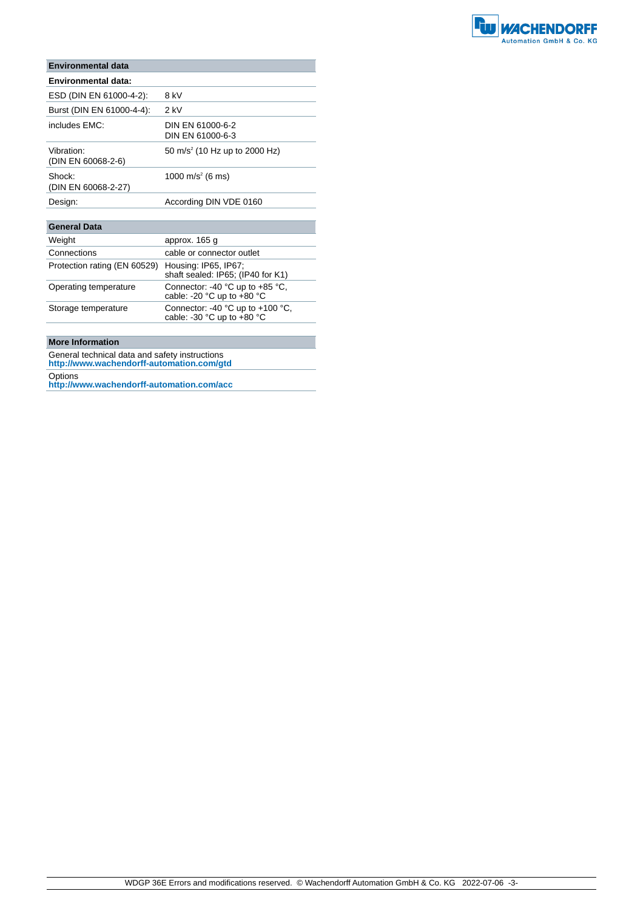## Environmental data

| Environmental data: | |
|---|---|
| ESD (DIN EN 61000-4-2): | 8 kV |
| Burst (DIN EN 61000-4-4): | 2 kV |
| includes EMC: | DIN EN 61000-6-2<br>DIN EN 61000-6-3 |
| Vibration:<br>(DIN EN 60068-2-6) | 50 $m/s^2$ (10 Hz up to 2000 Hz) |
| Shock:<br>(DIN EN 60068-2-27) | 1000 $m/s^2$ (6 ms) |
| Design: | According DIN VDE 0160 |

## General Data

| | |
|---|---|
| Weight | approx. 165 g |
| Connections | cable or connector outlet |
| Protection rating (EN 60529) | Housing: IP65, IP67;<br>shaft sealed: IP65; (IP40 for K1) |
| Operating temperature | Connector: -40 °C up to +85 °C,<br>cable: -20 °C up to +80 °C |
| Storage temperature | Connector: -40 °C up to +100 °C,<br>cable: -30 °C up to +80 °C |

## More Information

General technical data and safety instructions
**http://www.wachendorff-automation.com/gtd**

Options
**http://www.wachendorff-automation.com/acc**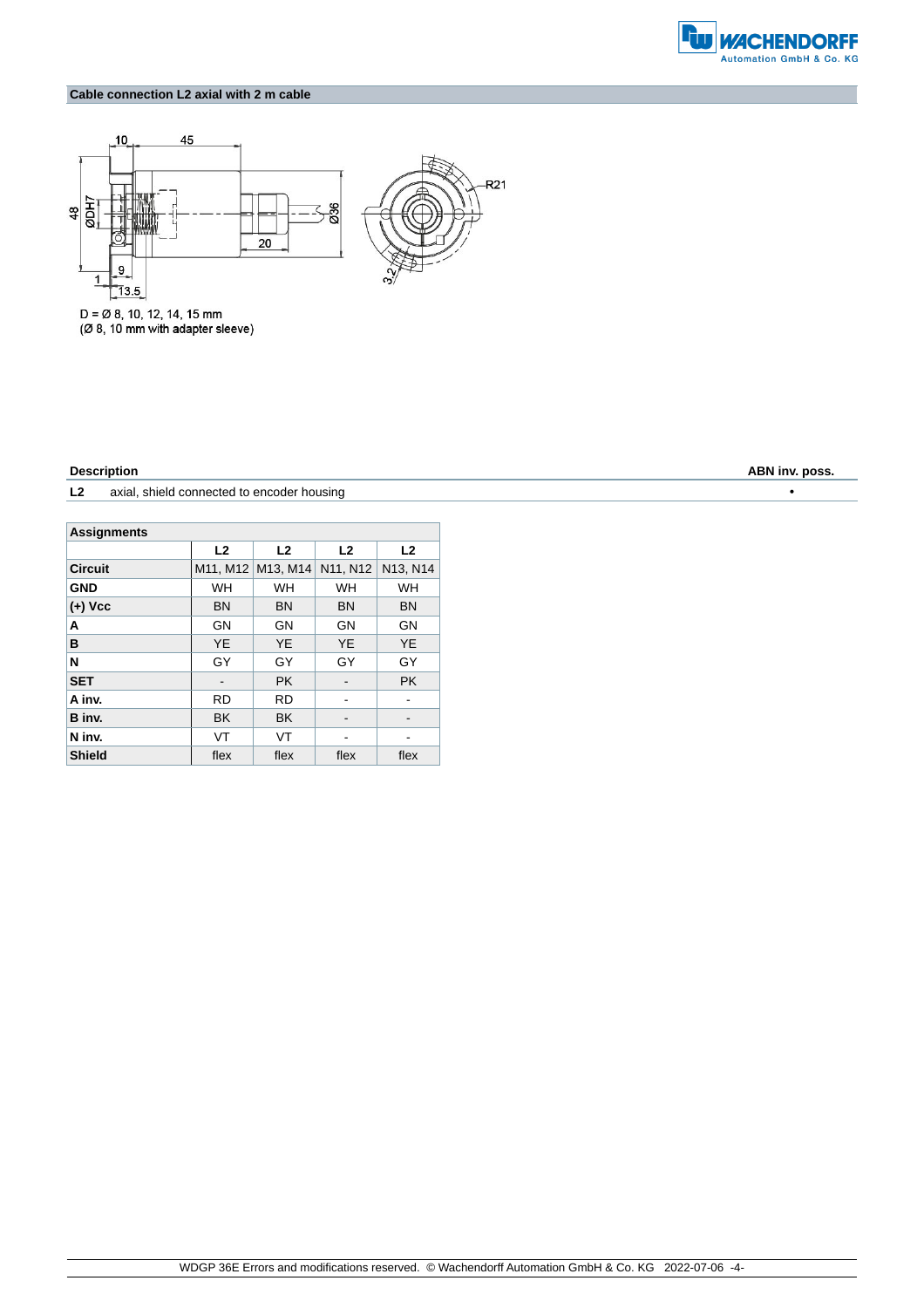## Cable connection L2 axial with 2 m cable

D = Ø 8, 10, 12, 14, 15 mm
(Ø 8, 10 mm with adapter sleeve)

| Description | | ABN inv. poss. |
|---|---|---|
| **L2** | axial, shield connected to encoder housing | • |

| **Assignments** | | | | |
|---|---|---|---|---|
| | **L2** | **L2** | **L2** | **L2** |
| **Circuit** | M11, M12 | M13, M14 | N11, N12 | N13, N14 |
| **GND** | WH | WH | WH | WH |
| **(+) Vcc** | BN | BN | BN | BN |
| **A** | GN | GN | GN | GN |
| **B** | YE | YE | YE | YE |
| **N** | GY | GY | GY | GY |
| **SET** | - | PK | - | PK |
| **A inv.** | RD | RD | - | - |
| **B inv.** | BK | BK | - | - |
| **N inv.** | VT | VT | - | - |
| **Shield** | flex | flex | flex | flex |

WDGP 36E Errors and modifications reserved. © Wachendorff Automation GmbH & Co. KG 2022-07-06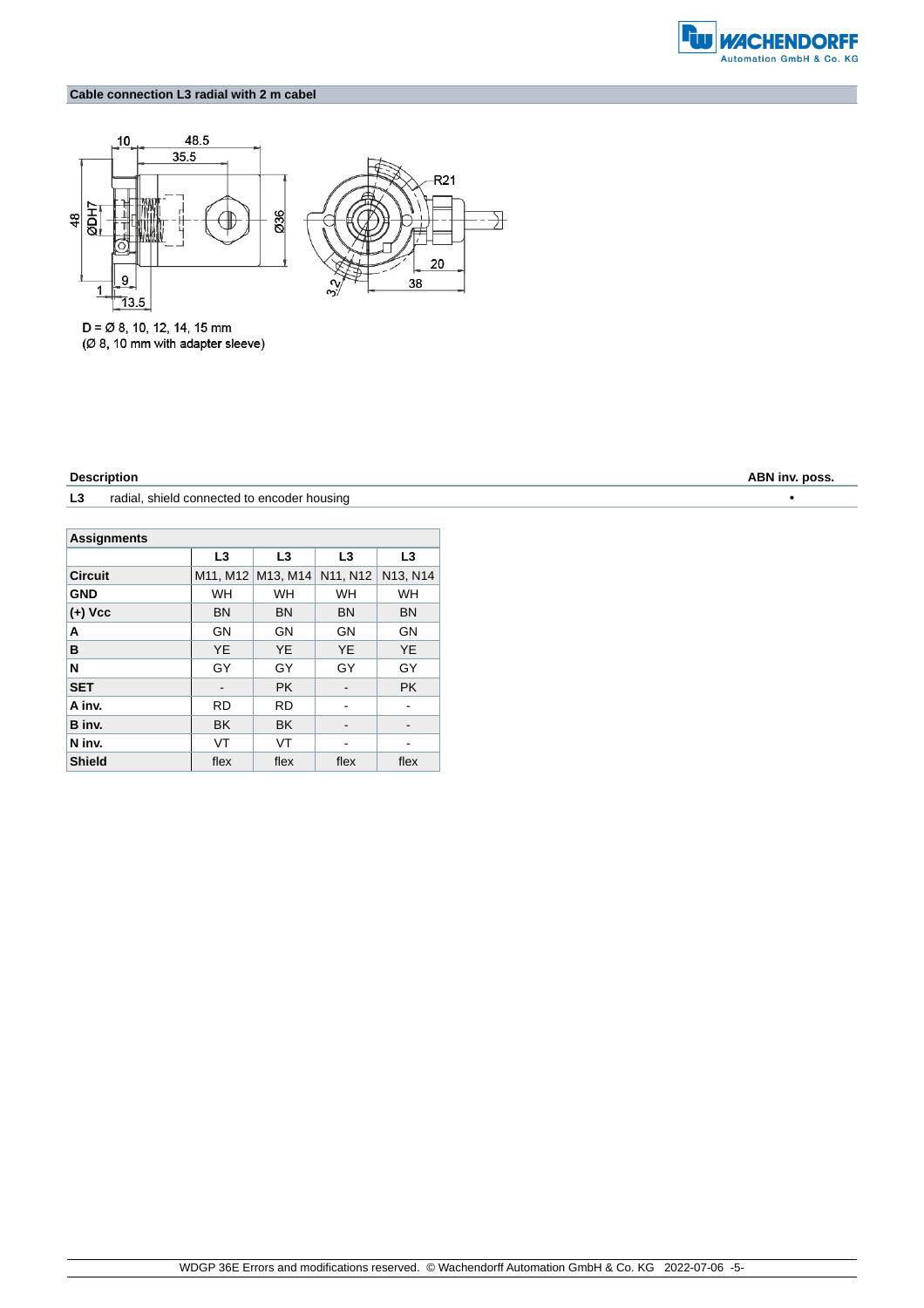## Cable connection L3 radial with 2 m cabel

D = Ø 8, 10, 12, 14, 15 mm
(Ø 8, 10 mm with adapter sleeve)

| Description | | ABN inv. poss. |
|---|---|---|
| L3 | radial, shield connected to encoder housing | • |

| Assignments | | | | |
|---|---|---|---|---|
| | L3 | L3 | L3 | L3 |
| **Circuit** | M11, M12 | M13, M14 | N11, N12 | N13, N14 |
| **GND** | WH | WH | WH | WH |
| **(+) Vcc** | BN | BN | BN | BN |
| **A** | GN | GN | GN | GN |
| **B** | YE | YE | YE | YE |
| **N** | GY | GY | GY | GY |
| **SET** | - | PK | - | PK |
| **A inv.** | RD | RD | - | - |
| **B inv.** | BK | BK | - | - |
| **N inv.** | VT | VT | - | - |
| **Shield** | flex | flex | flex | flex |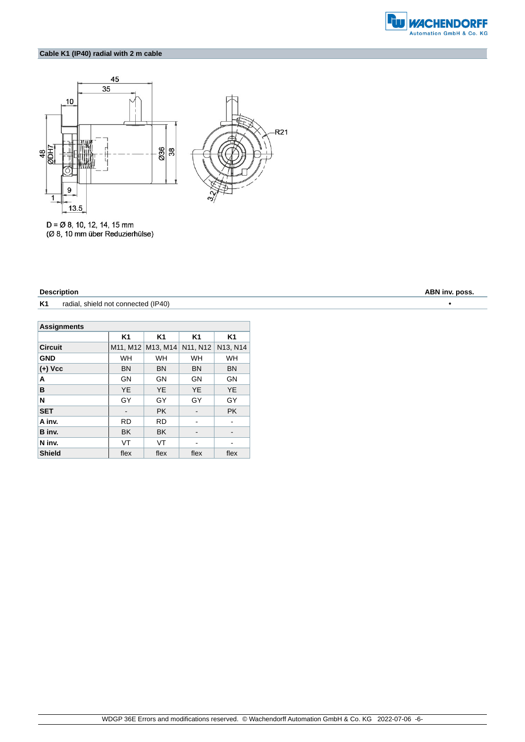## Cable K1 (IP40) radial with 2 m cable

D = Ø 8, 10, 12, 14, 15 mm
(Ø 8, 10 mm über Reduzierhülse)

| Description | | ABN inv. poss. |
|---|---|---|
| **K1** | radial, shield not connected (IP40) | • |

| Assignments | | | | |
|---|---|---|---|---|
| | **K1** | **K1** | **K1** | **K1** |
| **Circuit** | M11, M12 | M13, M14 | N11, N12 | N13, N14 |
| **GND** | WH | WH | WH | WH |
| **(+) Vcc** | BN | BN | BN | BN |
| **A** | GN | GN | GN | GN |
| **B** | YE | YE | YE | YE |
| **N** | GY | GY | GY | GY |
| **SET** | - | PK | - | PK |
| **A inv.** | RD | RD | - | - |
| **B inv.** | BK | BK | - | - |
| **N inv.** | VT | VT | - | - |
| **Shield** | flex | flex | flex | flex |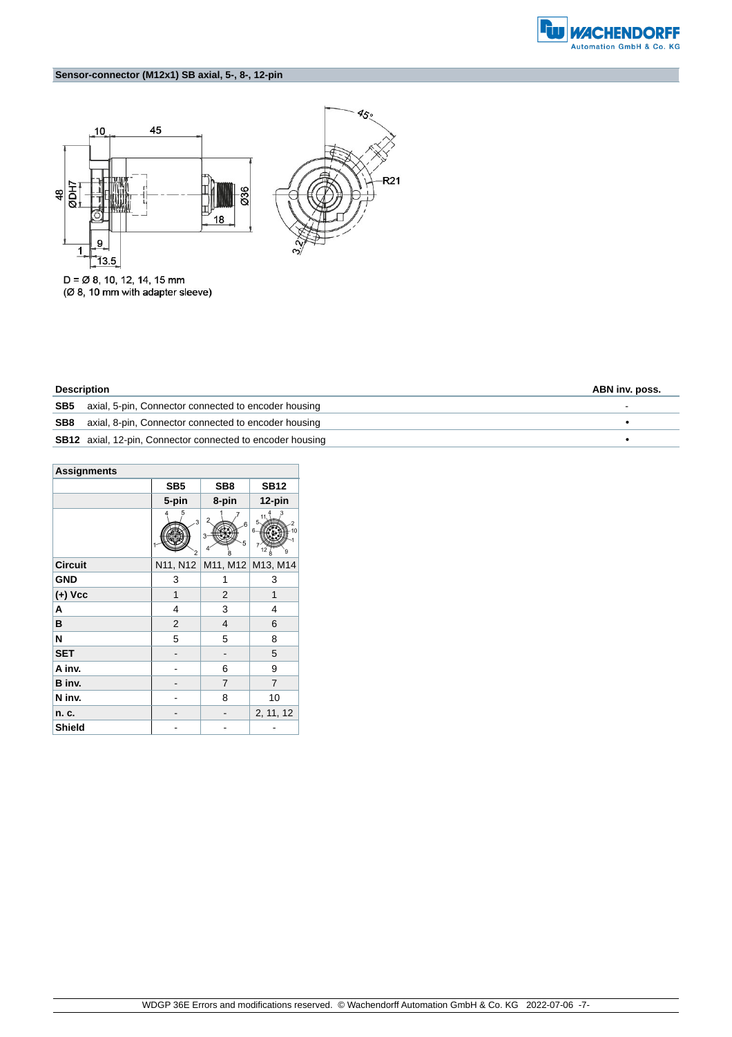## Sensor-connector (M12x1) SB axial, 5-, 8-, 12-pin

D = Ø 8, 10, 12, 14, 15 mm
(Ø 8, 10 mm with adapter sleeve)

| Description | | ABN inv. poss. |
|---|---|---|
| **SB5** | axial, 5-pin, Connector connected to encoder housing | - |
| **SB8** | axial, 8-pin, Connector connected to encoder housing | • |
| **SB12** | axial, 12-pin, Connector connected to encoder housing | • |

| Assignments | | | |
|---|---|---|---|
| | **SB5** | **SB8** | **SB12** |
| | **5-pin** | **8-pin** | **12-pin** |
| **Circuit** | N11, N12 | M11, M12 | M13, M14 |
| **GND** | 3 | 1 | 3 |
| **(+) Vcc** | 1 | 2 | 1 |
| **A** | 4 | 3 | 4 |
| **B** | 2 | 4 | 6 |
| **N** | 5 | 5 | 8 |
| **SET** | - | - | 5 |
| **A inv.** | - | 6 | 9 |
| **B inv.** | - | 7 | 7 |
| **N inv.** | - | 8 | 10 |
| **n. c.** | - | - | 2, 11, 12 |
| **Shield** | - | - | - |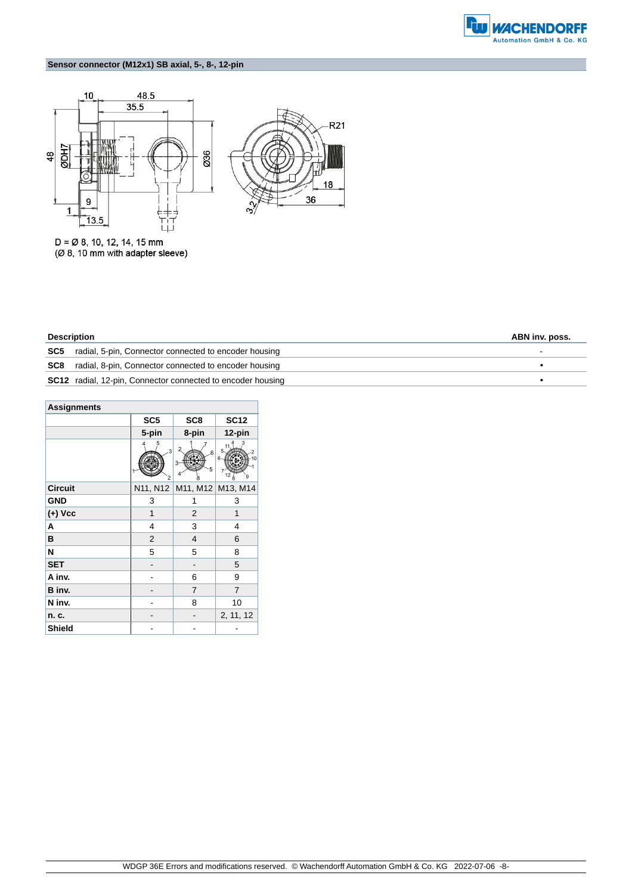## Sensor connector (M12x1) SB axial, 5-, 8-, 12-pin

D = Ø 8, 10, 12, 14, 15 mm
(Ø 8, 10 mm with adapter sleeve)

| Description | | ABN inv. poss. |
|---|---|---|
| **SC5** | radial, 5-pin, Connector connected to encoder housing | - |
| **SC8** | radial, 8-pin, Connector connected to encoder housing | • |
| **SC12** | radial, 12-pin, Connector connected to encoder housing | • |

| **Assignments** | | | |
|---|---|---|---|
| | **SC5** | **SC8** | **SC12** |
| | **5-pin** | **8-pin** | **12-pin** |
| **Circuit** | N11, N12 | M11, M12 | M13, M14 |
| **GND** | 3 | 1 | 3 |
| **(+) Vcc** | 1 | 2 | 1 |
| **A** | 4 | 3 | 4 |
| **B** | 2 | 4 | 6 |
| **N** | 5 | 5 | 8 |
| **SET** | - | - | 5 |
| **A inv.** | - | 6 | 9 |
| **B inv.** | - | 7 | 7 |
| **N inv.** | - | 8 | 10 |
| **n. c.** | - | - | 2, 11, 12 |
| **Shield** | - | - | - |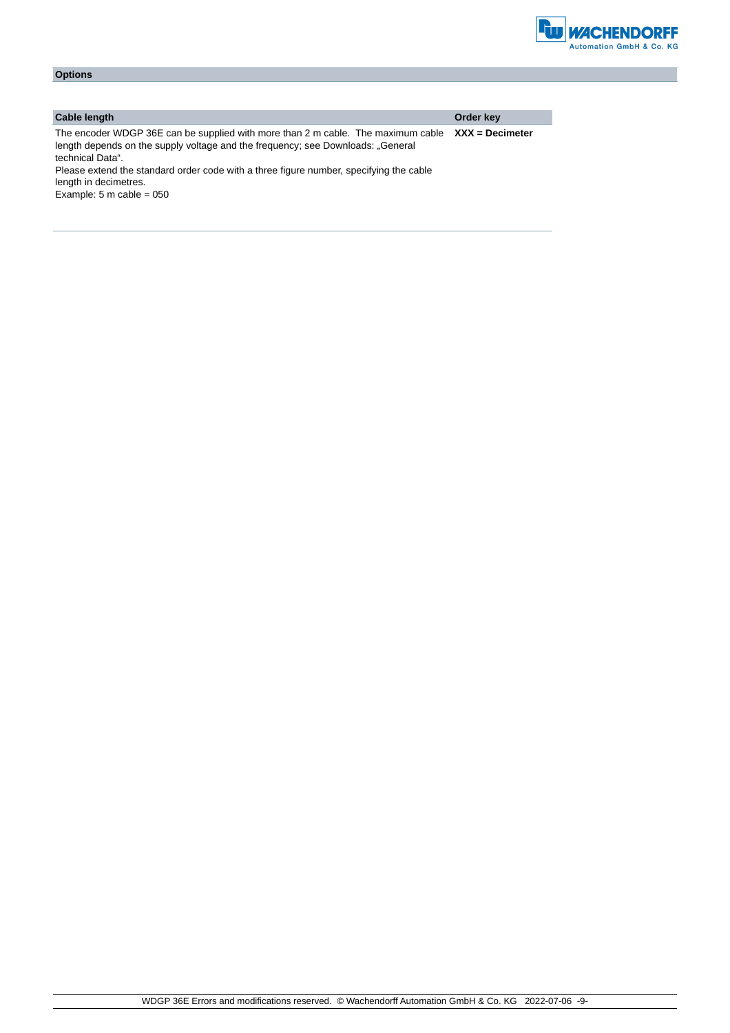## Options

| Cable length | Order key |
|---|---|
| The encoder WDGP 36E can be supplied with more than 2 m cable. The maximum cable length depends on the supply voltage and the frequency; see Downloads: „General technical Data". Please extend the standard order code with a three figure number, specifying the cable length in decimetres. Example: 5 m cable = 050 | **XXX = Decimeter** |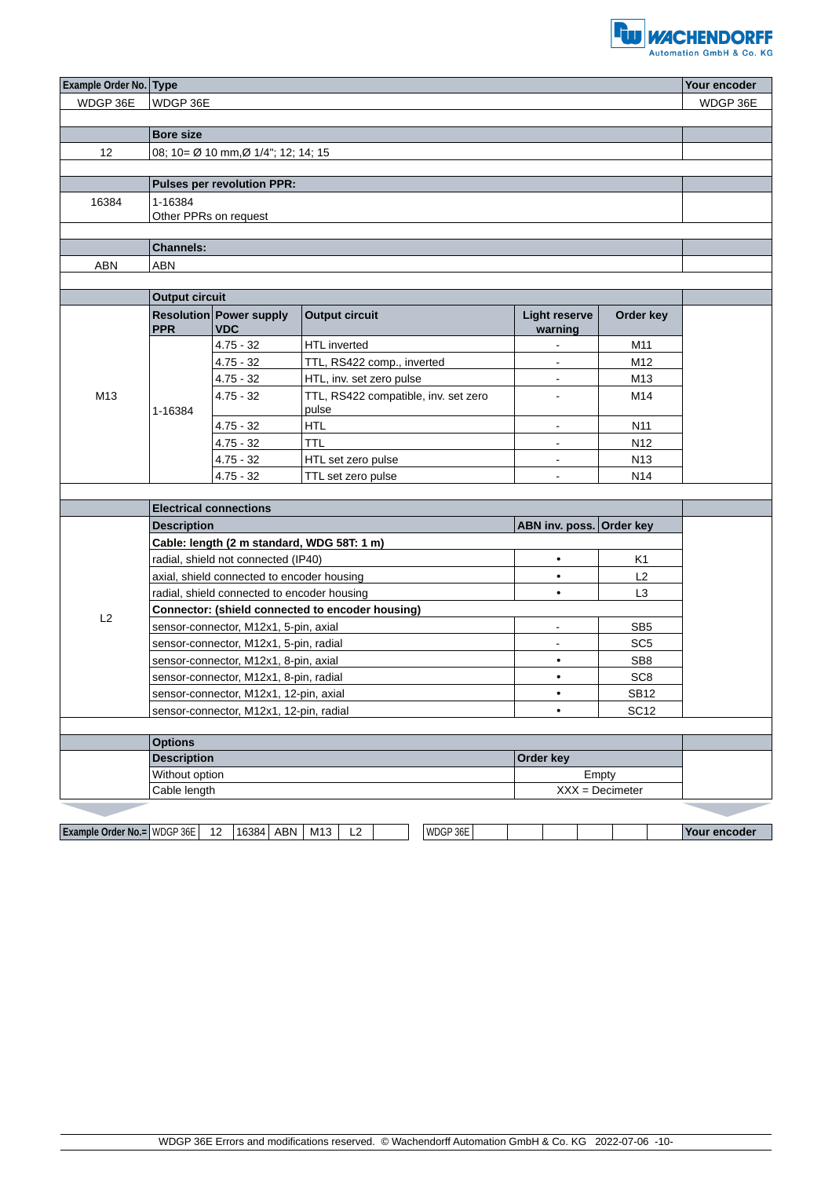| Example Order No. | Type | | | | | Your encoder |
|---|---|---|---|---|---|---|
| WDGP 36E | WDGP 36E | | | | | WDGP 36E |
| | | | | | | |
| | **Bore size** | | | | | |
| 12 | 08; 10= Ø 10 mm,Ø 1/4"; 12; 14; 15 | | | | | |
| | | | | | | |
| | **Pulses per revolution PPR:** | | | | | |
| 16384 | 1-16384<br>Other PPRs on request | | | | | |
| | | | | | | |
| | **Channels:** | | | | | |
| ABN | ABN | | | | | |
| | | | | | | |
| | **Output circuit** | | | | | |
| M13 | **Resolution PPR** | **Power supply VDC** | **Output circuit** | **Light reserve warning** | **Order key** | |
| | 1-16384 | 4.75 - 32 | HTL inverted | - | M11 | |
| | | 4.75 - 32 | TTL, RS422 comp., inverted | - | M12 | |
| | | 4.75 - 32 | HTL, inv. set zero pulse | - | M13 | |
| | | 4.75 - 32 | TTL, RS422 compatible, inv. set zero pulse | - | M14 | |
| | | 4.75 - 32 | HTL | - | N11 | |
| | | 4.75 - 32 | TTL | - | N12 | |
| | | 4.75 - 32 | HTL set zero pulse | - | N13 | |
| | | 4.75 - 32 | TTL set zero pulse | - | N14 | |
| | | | | | | |
| | **Electrical connections** | | | | | |
| L2 | **Description** | | | **ABN inv. poss.** | **Order key** | |
| | **Cable: length (2 m standard, WDG 58T: 1 m)** | | | | | |
| | radial, shield not connected (IP40) | | | • | K1 | |
| | axial, shield connected to encoder housing | | | • | L2 | |
| | radial, shield connected to encoder housing | | | • | L3 | |
| | **Connector: (shield connected to encoder housing)** | | | | | |
| | sensor-connector, M12x1, 5-pin, axial | | | - | SB5 | |
| | sensor-connector, M12x1, 5-pin, radial | | | - | SC5 | |
| | sensor-connector, M12x1, 8-pin, axial | | | • | SB8 | |
| | sensor-connector, M12x1, 8-pin, radial | | | • | SC8 | |
| | sensor-connector, M12x1, 12-pin, axial | | | • | SB12 | |
| | sensor-connector, M12x1, 12-pin, radial | | | • | SC12 | |
| | | | | | | |
| | **Options** | | | | | |
| | **Description** | | | **Order key** | | |
| | Without option | | | Empty | | |
| | Cable length | | | XXX = Decimeter | | |

| Example Order No.= | WDGP 36E | 12 | 16384 | ABN | M13 | L2 | | WDGP 36E | | | | | | | Your encoder |
|---|---|---|---|---|---|---|---|---|---|---|---|---|---|---|---|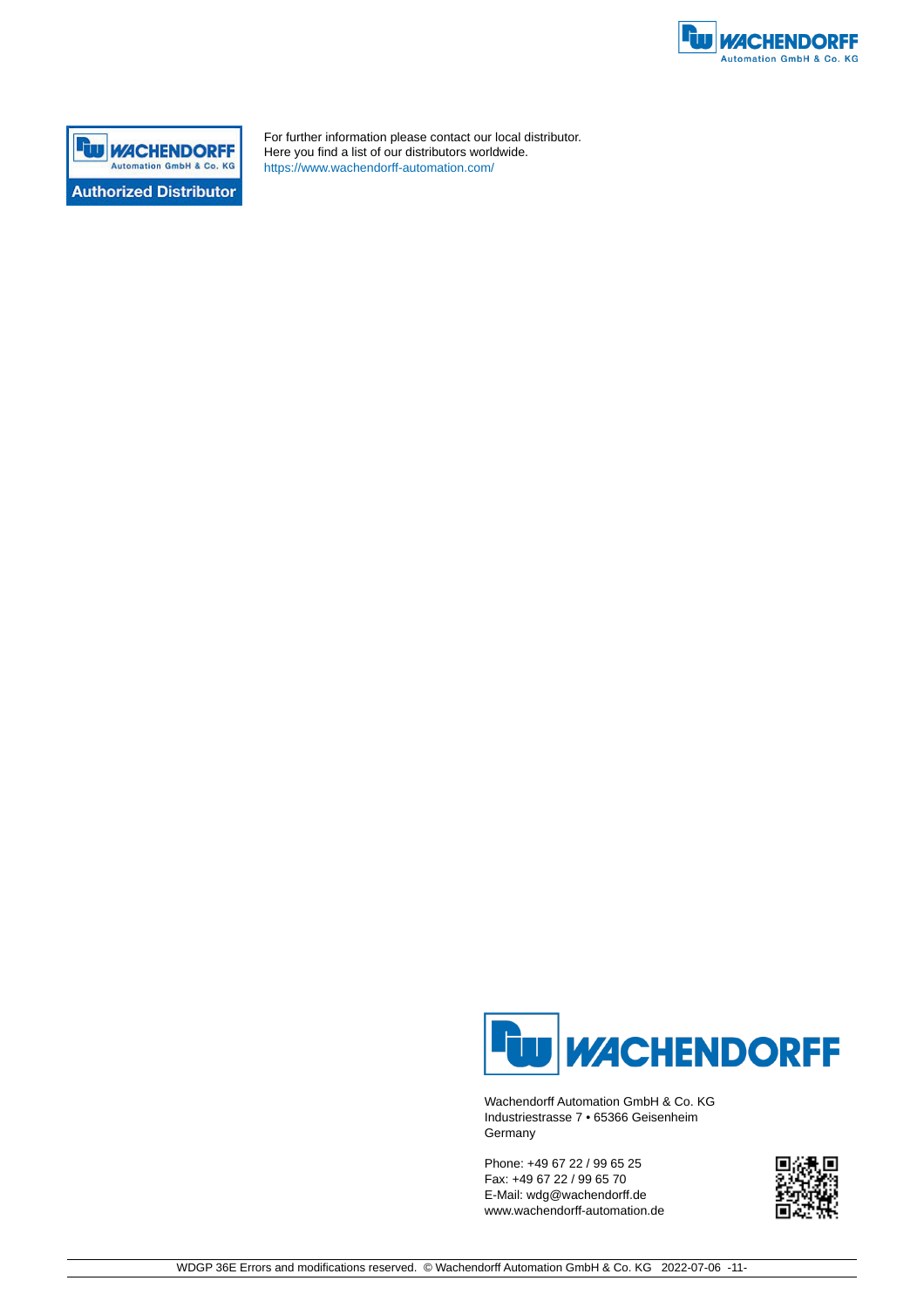Authorized Distributor

For further information please contact our local distributor.
Here you find a list of our distributors worldwide.
https://www.wachendorff-automation.com/

Wachendorff Automation GmbH & Co. KG
Industriestrasse 7 • 65366 Geisenheim
Germany

Phone: +49 67 22 / 99 65 25
Fax: +49 67 22 / 99 65 70
E-Mail: wdg@wachendorff.de
www.wachendorff-automation.de

WDGP 36E Errors and modifications reserved. © Wachendorff Automation GmbH & Co. KG 2022-07-06